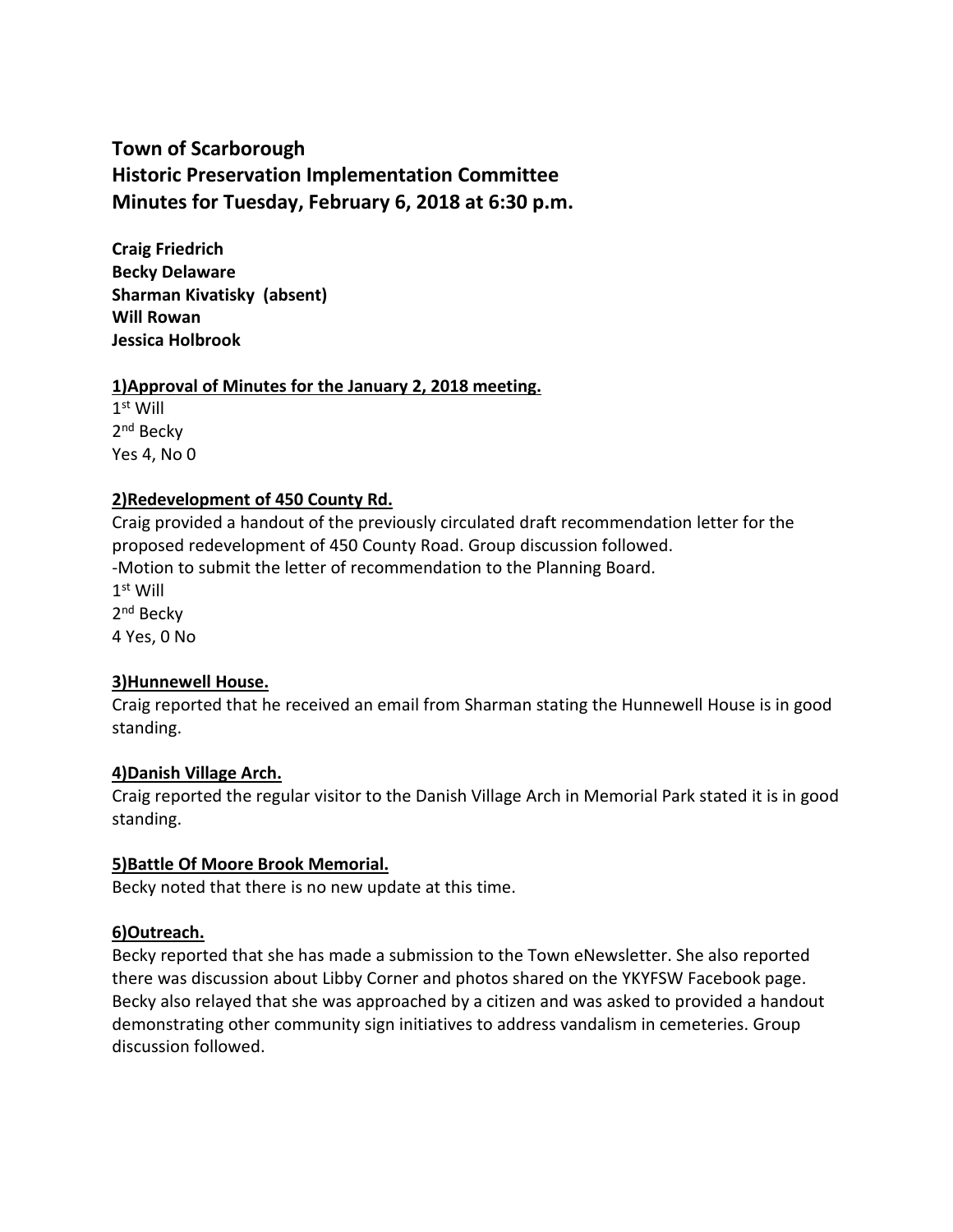# Town of Scarborough
## Historic Preservation Implementation Committee
## Minutes for Tuesday, February 6, 2018 at 6:30 p.m.

**Craig Friedrich**
**Becky Delaware**
**Sharman Kivatisky (absent)**
**Will Rowan**
**Jessica Holbrook**

**1)Approval of Minutes for the January 2, 2018 meeting.**

1st Will
2nd Becky
Yes 4, No 0

**2)Redevelopment of 450 County Rd.**

Craig provided a handout of the previously circulated draft recommendation letter for the proposed redevelopment of 450 County Road. Group discussion followed.

-Motion to submit the letter of recommendation to the Planning Board.
1st Will
2nd Becky
4 Yes, 0 No

**3)Hunnewell House.**

Craig reported that he received an email from Sharman stating the Hunnewell House is in good standing.

**4)Danish Village Arch.**

Craig reported the regular visitor to the Danish Village Arch in Memorial Park stated it is in good standing.

**5)Battle Of Moore Brook Memorial.**

Becky noted that there is no new update at this time.

**6)Outreach.**

Becky reported that she has made a submission to the Town eNewsletter. She also reported there was discussion about Libby Corner and photos shared on the YKYFSW Facebook page. Becky also relayed that she was approached by a citizen and was asked to provided a handout demonstrating other community sign initiatives to address vandalism in cemeteries. Group discussion followed.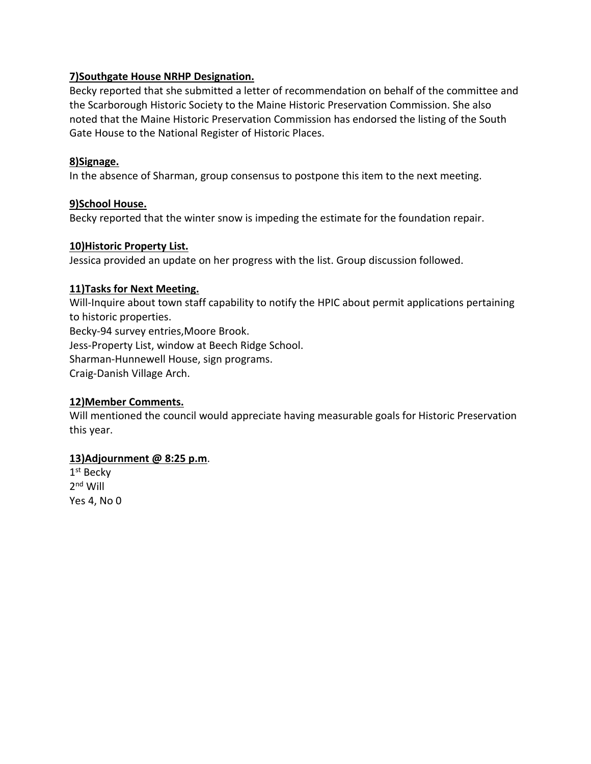**7)Southgate House NRHP Designation.**

Becky reported that she submitted a letter of recommendation on behalf of the committee and the Scarborough Historic Society to the Maine Historic Preservation Commission. She also noted that the Maine Historic Preservation Commission has endorsed the listing of the South Gate House to the National Register of Historic Places.

**8)Signage.**

In the absence of Sharman, group consensus to postpone this item to the next meeting.

**9)School House.**

Becky reported that the winter snow is impeding the estimate for the foundation repair.

**10)Historic Property List.**

Jessica provided an update on her progress with the list. Group discussion followed.

**11)Tasks for Next Meeting.**

Will-Inquire about town staff capability to notify the HPIC about permit applications pertaining to historic properties.
Becky-94 survey entries,Moore Brook.
Jess-Property List, window at Beech Ridge School.
Sharman-Hunnewell House, sign programs.
Craig-Danish Village Arch.

**12)Member Comments.**

Will mentioned the council would appreciate having measurable goals for Historic Preservation this year.

**13)Adjournment @ 8:25 p.m**.

1st Becky
2nd Will
Yes 4, No 0